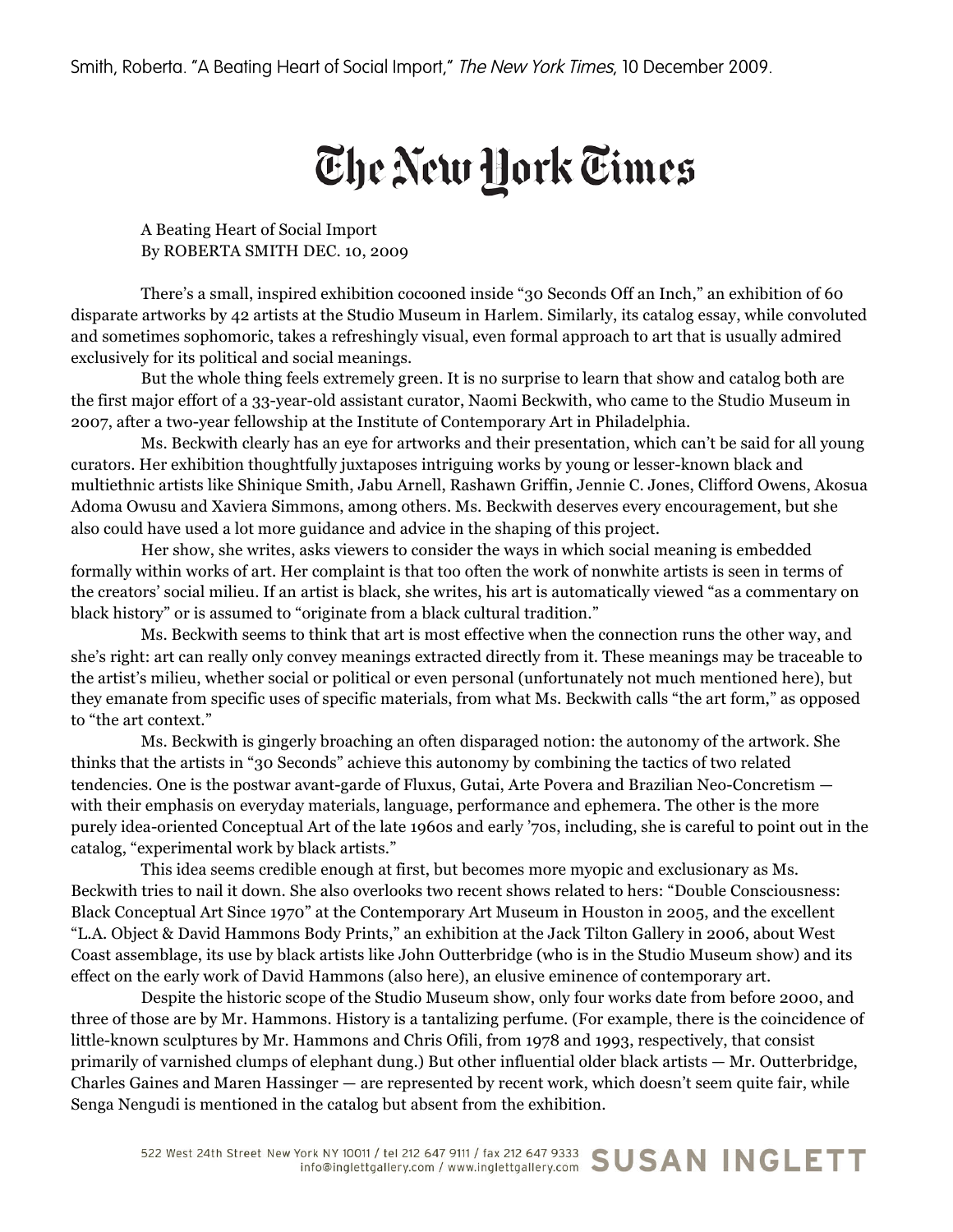Smith, Roberta. "A Beating Heart of Social Import," *The New York Times*, 10 December 2009.

# The New York Times

A Beating Heart of Social Import
By ROBERTA SMITH DEC. 10, 2009

There's a small, inspired exhibition cocooned inside "30 Seconds Off an Inch," an exhibition of 60 disparate artworks by 42 artists at the Studio Museum in Harlem. Similarly, its catalog essay, while convoluted and sometimes sophomoric, takes a refreshingly visual, even formal approach to art that is usually admired exclusively for its political and social meanings.

But the whole thing feels extremely green. It is no surprise to learn that show and catalog both are the first major effort of a 33-year-old assistant curator, Naomi Beckwith, who came to the Studio Museum in 2007, after a two-year fellowship at the Institute of Contemporary Art in Philadelphia.

Ms. Beckwith clearly has an eye for artworks and their presentation, which can't be said for all young curators. Her exhibition thoughtfully juxtaposes intriguing works by young or lesser-known black and multiethnic artists like Shinique Smith, Jabu Arnell, Rashawn Griffin, Jennie C. Jones, Clifford Owens, Akosua Adoma Owusu and Xaviera Simmons, among others. Ms. Beckwith deserves every encouragement, but she also could have used a lot more guidance and advice in the shaping of this project.

Her show, she writes, asks viewers to consider the ways in which social meaning is embedded formally within works of art. Her complaint is that too often the work of nonwhite artists is seen in terms of the creators' social milieu. If an artist is black, she writes, his art is automatically viewed "as a commentary on black history" or is assumed to "originate from a black cultural tradition."

Ms. Beckwith seems to think that art is most effective when the connection runs the other way, and she's right: art can really only convey meanings extracted directly from it. These meanings may be traceable to the artist's milieu, whether social or political or even personal (unfortunately not much mentioned here), but they emanate from specific uses of specific materials, from what Ms. Beckwith calls "the art form," as opposed to "the art context."

Ms. Beckwith is gingerly broaching an often disparaged notion: the autonomy of the artwork. She thinks that the artists in "30 Seconds" achieve this autonomy by combining the tactics of two related tendencies. One is the postwar avant-garde of Fluxus, Gutai, Arte Povera and Brazilian Neo-Concretism — with their emphasis on everyday materials, language, performance and ephemera. The other is the more purely idea-oriented Conceptual Art of the late 1960s and early '70s, including, she is careful to point out in the catalog, "experimental work by black artists."

This idea seems credible enough at first, but becomes more myopic and exclusionary as Ms. Beckwith tries to nail it down. She also overlooks two recent shows related to hers: "Double Consciousness: Black Conceptual Art Since 1970" at the Contemporary Art Museum in Houston in 2005, and the excellent "L.A. Object & David Hammons Body Prints," an exhibition at the Jack Tilton Gallery in 2006, about West Coast assemblage, its use by black artists like John Outterbridge (who is in the Studio Museum show) and its effect on the early work of David Hammons (also here), an elusive eminence of contemporary art.

Despite the historic scope of the Studio Museum show, only four works date from before 2000, and three of those are by Mr. Hammons. History is a tantalizing perfume. (For example, there is the coincidence of little-known sculptures by Mr. Hammons and Chris Ofili, from 1978 and 1993, respectively, that consist primarily of varnished clumps of elephant dung.) But other influential older black artists — Mr. Outterbridge, Charles Gaines and Maren Hassinger — are represented by recent work, which doesn't seem quite fair, while Senga Nengudi is mentioned in the catalog but absent from the exhibition.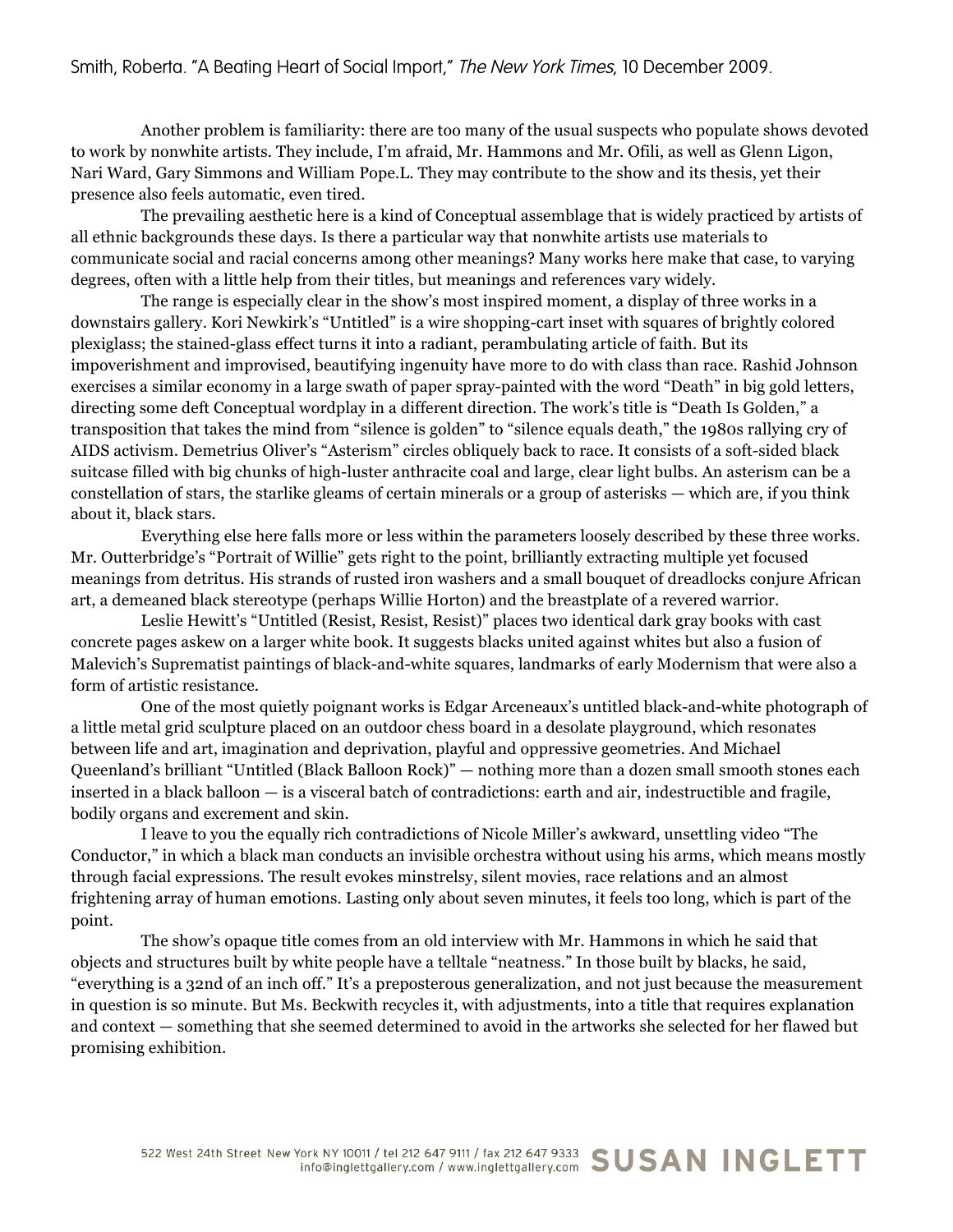Another problem is familiarity: there are too many of the usual suspects who populate shows devoted to work by nonwhite artists. They include, I'm afraid, Mr. Hammons and Mr. Ofili, as well as Glenn Ligon, Nari Ward, Gary Simmons and William Pope.L. They may contribute to the show and its thesis, yet their presence also feels automatic, even tired.

The prevailing aesthetic here is a kind of Conceptual assemblage that is widely practiced by artists of all ethnic backgrounds these days. Is there a particular way that nonwhite artists use materials to communicate social and racial concerns among other meanings? Many works here make that case, to varying degrees, often with a little help from their titles, but meanings and references vary widely.

The range is especially clear in the show's most inspired moment, a display of three works in a downstairs gallery. Kori Newkirk's "Untitled" is a wire shopping-cart inset with squares of brightly colored plexiglass; the stained-glass effect turns it into a radiant, perambulating article of faith. But its impoverishment and improvised, beautifying ingenuity have more to do with class than race. Rashid Johnson exercises a similar economy in a large swath of paper spray-painted with the word "Death" in big gold letters, directing some deft Conceptual wordplay in a different direction. The work's title is "Death Is Golden," a transposition that takes the mind from "silence is golden" to "silence equals death," the 1980s rallying cry of AIDS activism. Demetrius Oliver's "Asterism" circles obliquely back to race. It consists of a soft-sided black suitcase filled with big chunks of high-luster anthracite coal and large, clear light bulbs. An asterism can be a constellation of stars, the starlike gleams of certain minerals or a group of asterisks — which are, if you think about it, black stars.

Everything else here falls more or less within the parameters loosely described by these three works. Mr. Outterbridge's "Portrait of Willie" gets right to the point, brilliantly extracting multiple yet focused meanings from detritus. His strands of rusted iron washers and a small bouquet of dreadlocks conjure African art, a demeaned black stereotype (perhaps Willie Horton) and the breastplate of a revered warrior.

Leslie Hewitt's "Untitled (Resist, Resist, Resist)" places two identical dark gray books with cast concrete pages askew on a larger white book. It suggests blacks united against whites but also a fusion of Malevich's Suprematist paintings of black-and-white squares, landmarks of early Modernism that were also a form of artistic resistance.

One of the most quietly poignant works is Edgar Arceneaux's untitled black-and-white photograph of a little metal grid sculpture placed on an outdoor chess board in a desolate playground, which resonates between life and art, imagination and deprivation, playful and oppressive geometries. And Michael Queenland's brilliant "Untitled (Black Balloon Rock)" — nothing more than a dozen small smooth stones each inserted in a black balloon — is a visceral batch of contradictions: earth and air, indestructible and fragile, bodily organs and excrement and skin.

I leave to you the equally rich contradictions of Nicole Miller's awkward, unsettling video "The Conductor," in which a black man conducts an invisible orchestra without using his arms, which means mostly through facial expressions. The result evokes minstrelsy, silent movies, race relations and an almost frightening array of human emotions. Lasting only about seven minutes, it feels too long, which is part of the point.

The show's opaque title comes from an old interview with Mr. Hammons in which he said that objects and structures built by white people have a telltale "neatness." In those built by blacks, he said, "everything is a 32nd of an inch off." It's a preposterous generalization, and not just because the measurement in question is so minute. But Ms. Beckwith recycles it, with adjustments, into a title that requires explanation and context — something that she seemed determined to avoid in the artworks she selected for her flawed but promising exhibition.